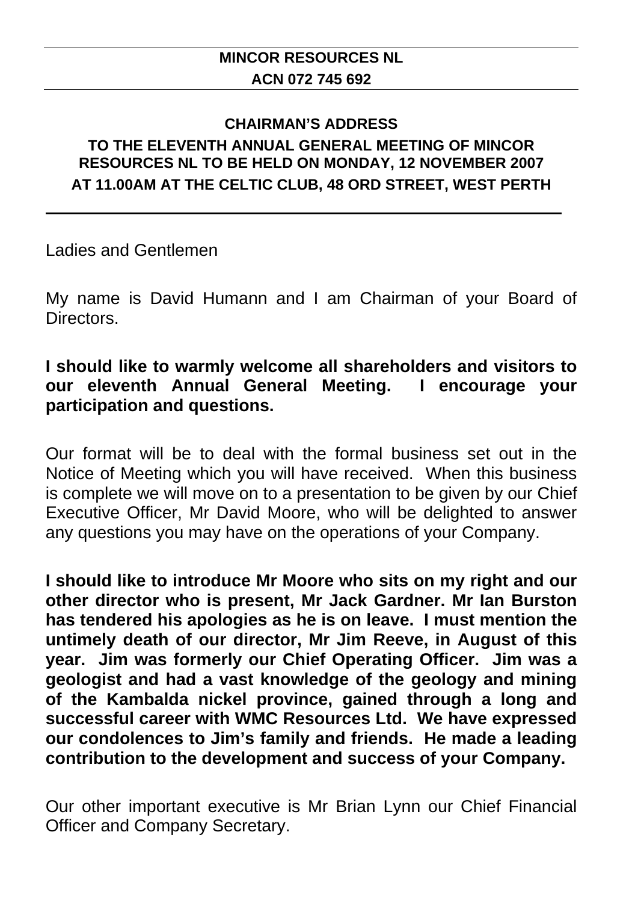**MINCOR RESOURCES NL**

**ACN 072 745 692**

---

# CHAIRMAN'S ADDRESS

## TO THE ELEVENTH ANNUAL GENERAL MEETING OF MINCOR RESOURCES NL TO BE HELD ON MONDAY, 12 NOVEMBER 2007 AT 11.00AM AT THE CELTIC CLUB, 48 ORD STREET, WEST PERTH

---

Ladies and Gentlemen

My name is David Humann and I am Chairman of your Board of Directors.

**I should like to warmly welcome all shareholders and visitors to our eleventh Annual General Meeting. I encourage your participation and questions.**

Our format will be to deal with the formal business set out in the Notice of Meeting which you will have received. When this business is complete we will move on to a presentation to be given by our Chief Executive Officer, Mr David Moore, who will be delighted to answer any questions you may have on the operations of your Company.

**I should like to introduce Mr Moore who sits on my right and our other director who is present, Mr Jack Gardner. Mr Ian Burston has tendered his apologies as he is on leave. I must mention the untimely death of our director, Mr Jim Reeve, in August of this year. Jim was formerly our Chief Operating Officer. Jim was a geologist and had a vast knowledge of the geology and mining of the Kambalda nickel province, gained through a long and successful career with WMC Resources Ltd. We have expressed our condolences to Jim's family and friends. He made a leading contribution to the development and success of your Company.**

Our other important executive is Mr Brian Lynn our Chief Financial Officer and Company Secretary.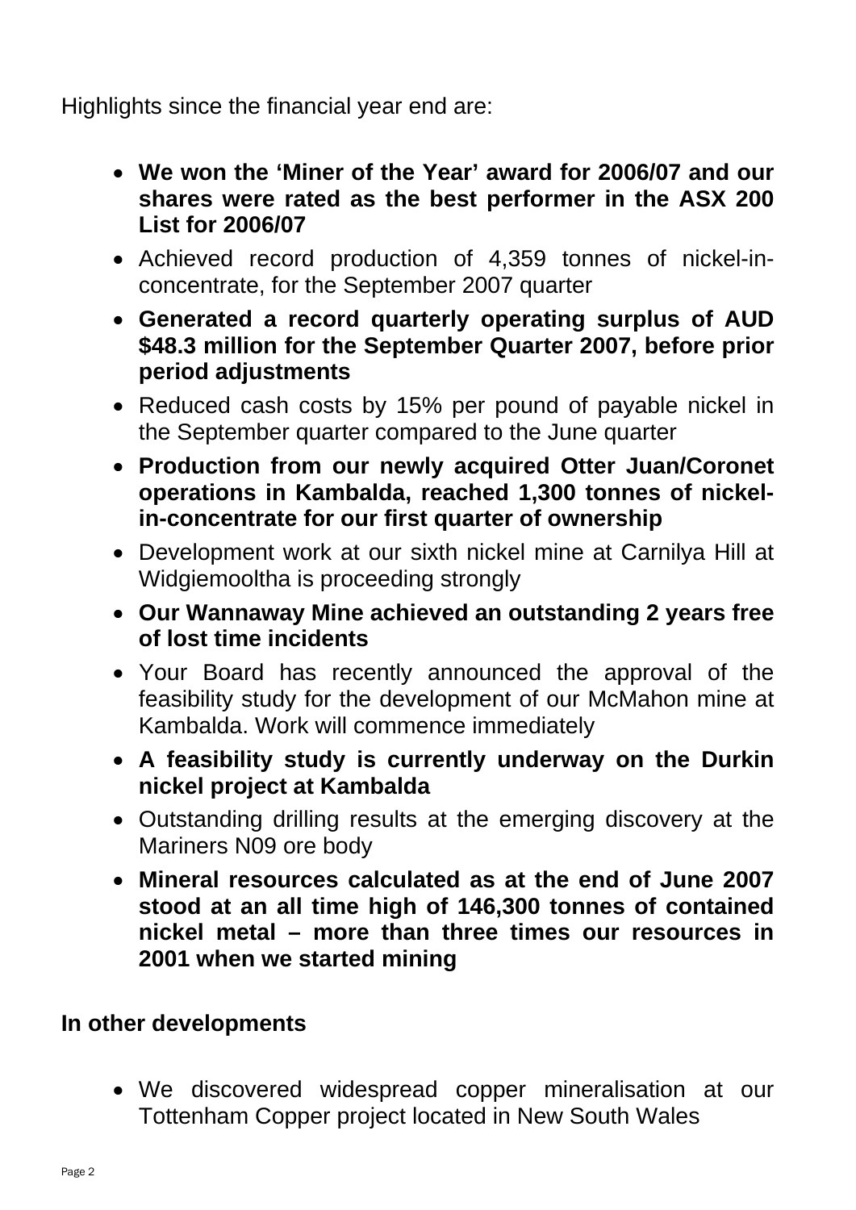Highlights since the financial year end are:

- **We won the 'Miner of the Year' award for 2006/07 and our shares were rated as the best performer in the ASX 200 List for 2006/07**
- Achieved record production of 4,359 tonnes of nickel-in-concentrate, for the September 2007 quarter
- **Generated a record quarterly operating surplus of AUD $48.3 million for the September Quarter 2007, before prior period adjustments**
- Reduced cash costs by 15% per pound of payable nickel in the September quarter compared to the June quarter
- **Production from our newly acquired Otter Juan/Coronet operations in Kambalda, reached 1,300 tonnes of nickel-in-concentrate for our first quarter of ownership**
- Development work at our sixth nickel mine at Carnilya Hill at Widgiemooltha is proceeding strongly
- **Our Wannaway Mine achieved an outstanding 2 years free of lost time incidents**
- Your Board has recently announced the approval of the feasibility study for the development of our McMahon mine at Kambalda. Work will commence immediately
- **A feasibility study is currently underway on the Durkin nickel project at Kambalda**
- Outstanding drilling results at the emerging discovery at the Mariners N09 ore body
- **Mineral resources calculated as at the end of June 2007 stood at an all time high of 146,300 tonnes of contained nickel metal – more than three times our resources in 2001 when we started mining**

**In other developments**

- We discovered widespread copper mineralisation at our Tottenham Copper project located in New South Wales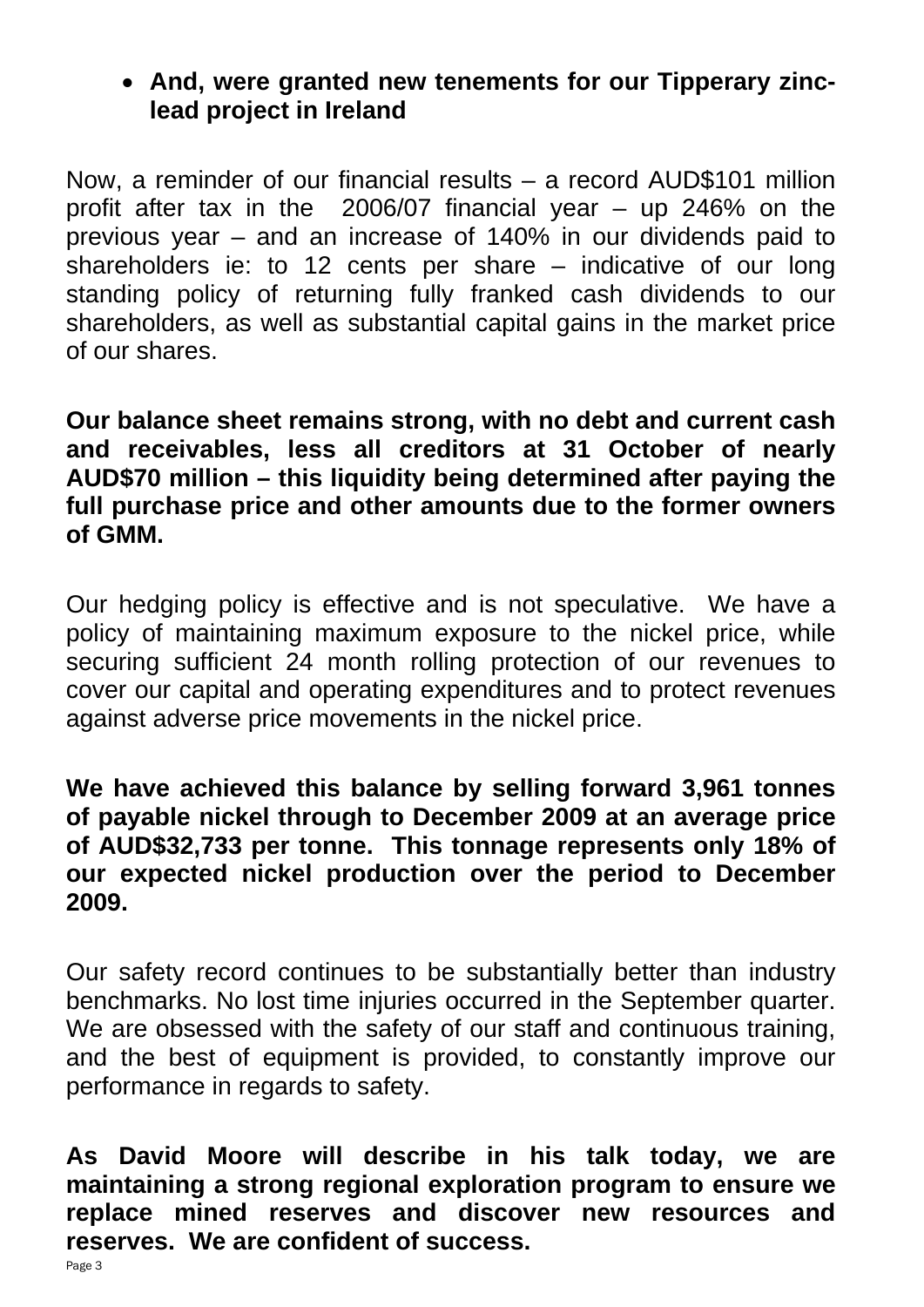- **And, were granted new tenements for our Tipperary zinc-lead project in Ireland**

Now, a reminder of our financial results – a record AUD$101 million profit after tax in the 2006/07 financial year – up 246% on the previous year – and an increase of 140% in our dividends paid to shareholders ie: to 12 cents per share – indicative of our long standing policy of returning fully franked cash dividends to our shareholders, as well as substantial capital gains in the market price of our shares.

**Our balance sheet remains strong, with no debt and current cash and receivables, less all creditors at 31 October of nearly AUD$70 million – this liquidity being determined after paying the full purchase price and other amounts due to the former owners of GMM.**

Our hedging policy is effective and is not speculative. We have a policy of maintaining maximum exposure to the nickel price, while securing sufficient 24 month rolling protection of our revenues to cover our capital and operating expenditures and to protect revenues against adverse price movements in the nickel price.

**We have achieved this balance by selling forward 3,961 tonnes of payable nickel through to December 2009 at an average price of AUD$32,733 per tonne. This tonnage represents only 18% of our expected nickel production over the period to December 2009.**

Our safety record continues to be substantially better than industry benchmarks. No lost time injuries occurred in the September quarter. We are obsessed with the safety of our staff and continuous training, and the best of equipment is provided, to constantly improve our performance in regards to safety.

**As David Moore will describe in his talk today, we are maintaining a strong regional exploration program to ensure we replace mined reserves and discover new resources and reserves. We are confident of success.**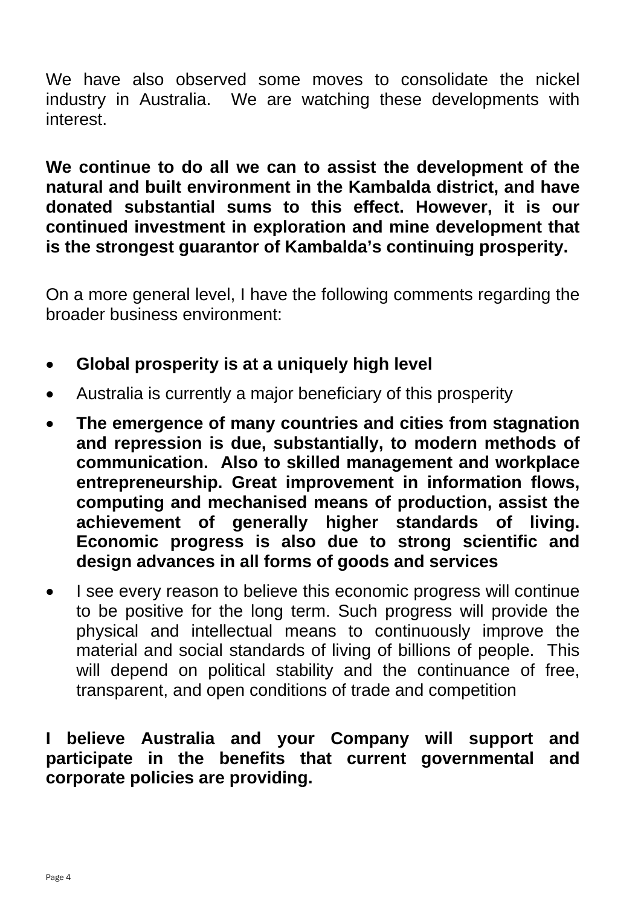We have also observed some moves to consolidate the nickel industry in Australia. We are watching these developments with interest.

**We continue to do all we can to assist the development of the natural and built environment in the Kambalda district, and have donated substantial sums to this effect. However, it is our continued investment in exploration and mine development that is the strongest guarantor of Kambalda's continuing prosperity.**

On a more general level, I have the following comments regarding the broader business environment:

- **Global prosperity is at a uniquely high level**
- Australia is currently a major beneficiary of this prosperity
- **The emergence of many countries and cities from stagnation and repression is due, substantially, to modern methods of communication. Also to skilled management and workplace entrepreneurship. Great improvement in information flows, computing and mechanised means of production, assist the achievement of generally higher standards of living. Economic progress is also due to strong scientific and design advances in all forms of goods and services**
- I see every reason to believe this economic progress will continue to be positive for the long term. Such progress will provide the physical and intellectual means to continuously improve the material and social standards of living of billions of people. This will depend on political stability and the continuance of free, transparent, and open conditions of trade and competition

**I believe Australia and your Company will support and participate in the benefits that current governmental and corporate policies are providing.**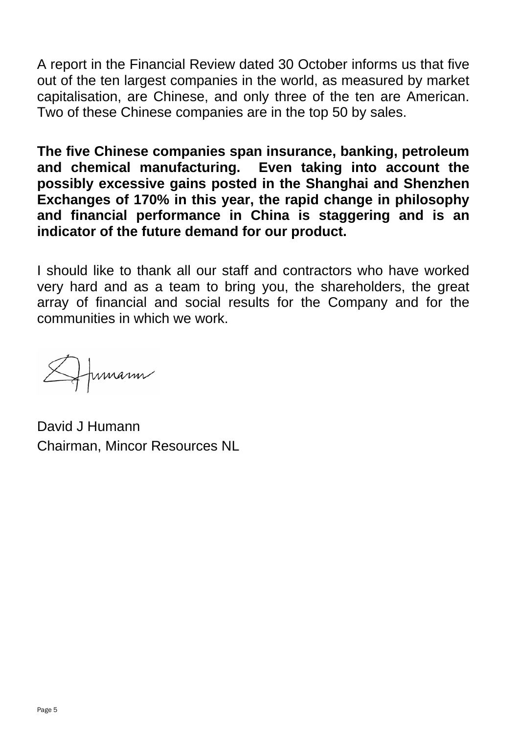A report in the Financial Review dated 30 October informs us that five out of the ten largest companies in the world, as measured by market capitalisation, are Chinese, and only three of the ten are American. Two of these Chinese companies are in the top 50 by sales.

**The five Chinese companies span insurance, banking, petroleum and chemical manufacturing. Even taking into account the possibly excessive gains posted in the Shanghai and Shenzhen Exchanges of 170% in this year, the rapid change in philosophy and financial performance in China is staggering and is an indicator of the future demand for our product.**

I should like to thank all our staff and contractors who have worked very hard and as a team to bring you, the shareholders, the great array of financial and social results for the Company and for the communities in which we work.

David J Humann
Chairman, Mincor Resources NL